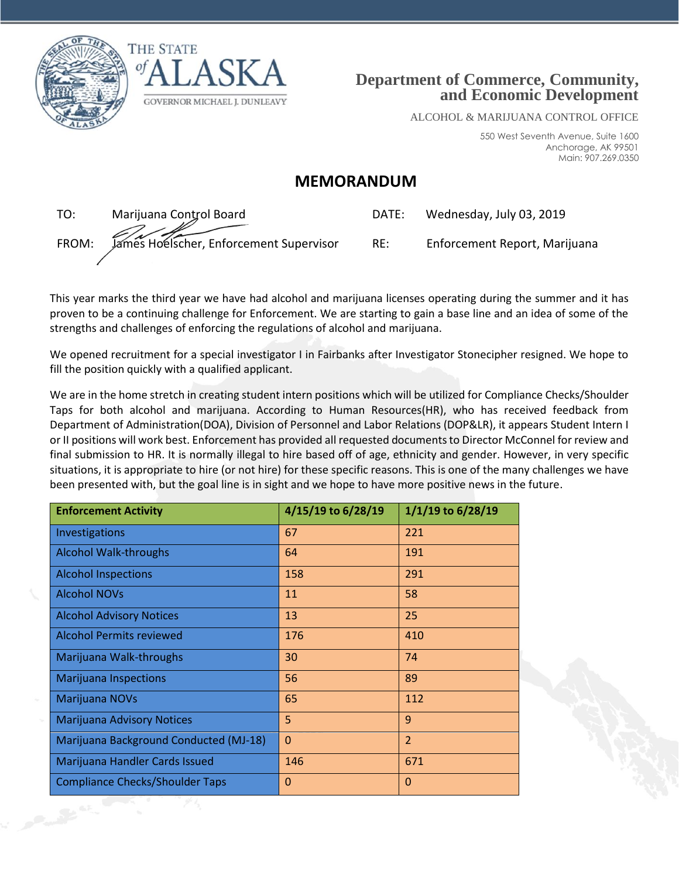THE STATE of ALASKA

GOVERNOR MICHAEL J. DUNLEAVY

**Department of Commerce, Community, and Economic Development**

ALCOHOL & MARIJUANA CONTROL OFFICE

550 West Seventh Avenue, Suite 1600
Anchorage, AK 99501
Main: 907.269.0350

# MEMORANDUM

TO: Marijuana Control Board

DATE: Wednesday, July 03, 2019

FROM: James Hoelscher, Enforcement Supervisor

RE: Enforcement Report, Marijuana

This year marks the third year we have had alcohol and marijuana licenses operating during the summer and it has proven to be a continuing challenge for Enforcement. We are starting to gain a base line and an idea of some of the strengths and challenges of enforcing the regulations of alcohol and marijuana.

We opened recruitment for a special investigator I in Fairbanks after Investigator Stonecipher resigned. We hope to fill the position quickly with a qualified applicant.

We are in the home stretch in creating student intern positions which will be utilized for Compliance Checks/Shoulder Taps for both alcohol and marijuana. According to Human Resources(HR), who has received feedback from Department of Administration(DOA), Division of Personnel and Labor Relations (DOP&LR), it appears Student Intern I or II positions will work best. Enforcement has provided all requested documents to Director McConnel for review and final submission to HR. It is normally illegal to hire based off of age, ethnicity and gender. However, in very specific situations, it is appropriate to hire (or not hire) for these specific reasons. This is one of the many challenges we have been presented with, but the goal line is in sight and we hope to have more positive news in the future.

| Enforcement Activity | 4/15/19 to 6/28/19 | 1/1/19 to 6/28/19 |
|---|---|---|
| Investigations | 67 | 221 |
| Alcohol Walk-throughs | 64 | 191 |
| Alcohol Inspections | 158 | 291 |
| Alcohol NOVs | 11 | 58 |
| Alcohol Advisory Notices | 13 | 25 |
| Alcohol Permits reviewed | 176 | 410 |
| Marijuana Walk-throughs | 30 | 74 |
| Marijuana Inspections | 56 | 89 |
| Marijuana NOVs | 65 | 112 |
| Marijuana Advisory Notices | 5 | 9 |
| Marijuana Background Conducted (MJ-18) | 0 | 2 |
| Marijuana Handler Cards Issued | 146 | 671 |
| Compliance Checks/Shoulder Taps | 0 | 0 |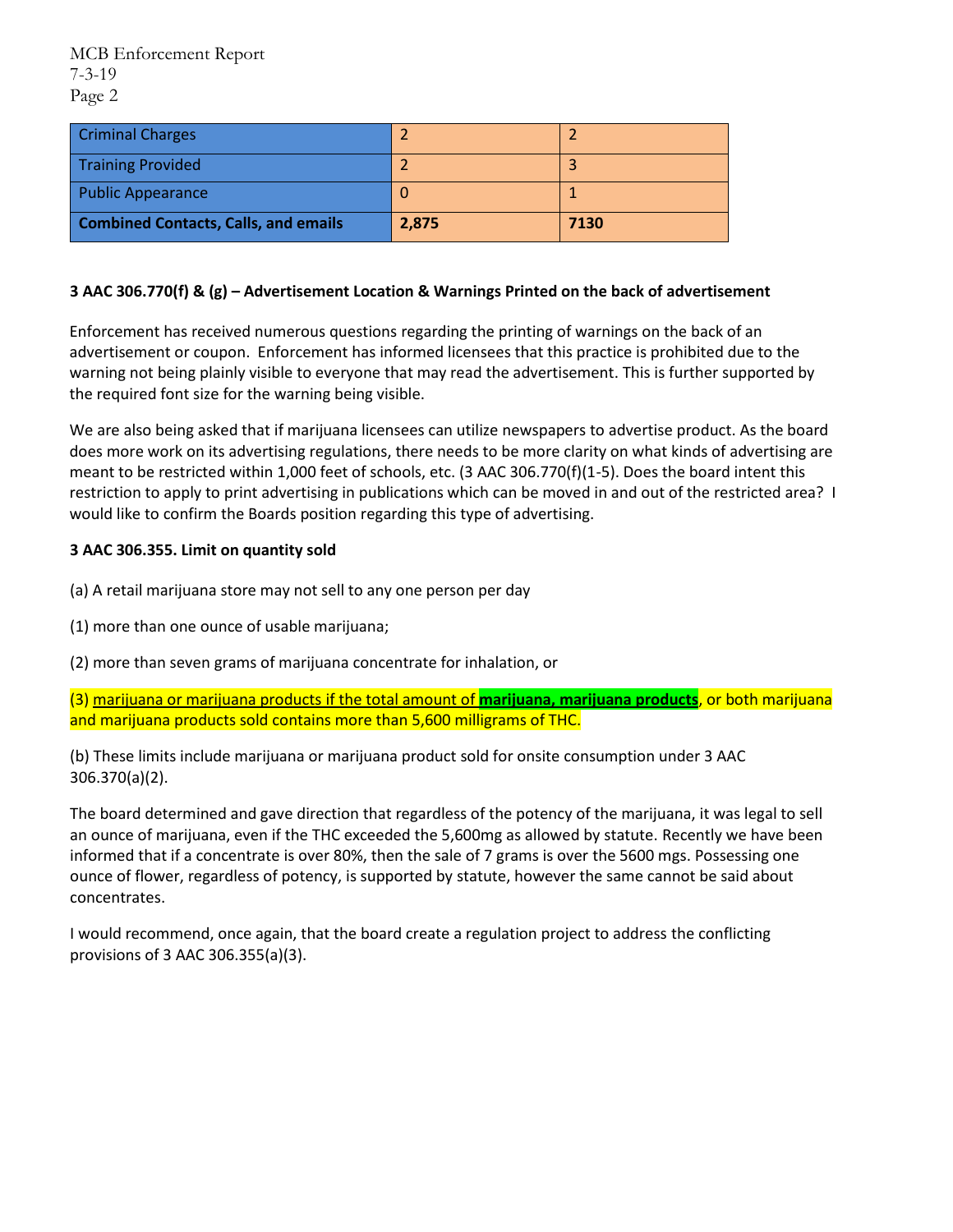| Criminal Charges | 2 | 2 |
| --- | --- | --- |
| Training Provided | 2 | 3 |
| Public Appearance | 0 | 1 |
| **Combined Contacts, Calls, and emails** | **2,875** | **7130** |

**3 AAC 306.770(f) & (g) – Advertisement Location & Warnings Printed on the back of advertisement**

Enforcement has received numerous questions regarding the printing of warnings on the back of an advertisement or coupon. Enforcement has informed licensees that this practice is prohibited due to the warning not being plainly visible to everyone that may read the advertisement. This is further supported by the required font size for the warning being visible.

We are also being asked that if marijuana licensees can utilize newspapers to advertise product. As the board does more work on its advertising regulations, there needs to be more clarity on what kinds of advertising are meant to be restricted within 1,000 feet of schools, etc. (3 AAC 306.770(f)(1-5). Does the board intent this restriction to apply to print advertising in publications which can be moved in and out of the restricted area? I would like to confirm the Boards position regarding this type of advertising.

**3 AAC 306.355. Limit on quantity sold**

(a) A retail marijuana store may not sell to any one person per day

(1) more than one ounce of usable marijuana;

(2) more than seven grams of marijuana concentrate for inhalation, or

(3) marijuana or marijuana products if the total amount of **marijuana, marijuana products**, or both marijuana and marijuana products sold contains more than 5,600 milligrams of THC.

(b) These limits include marijuana or marijuana product sold for onsite consumption under 3 AAC 306.370(a)(2).

The board determined and gave direction that regardless of the potency of the marijuana, it was legal to sell an ounce of marijuana, even if the THC exceeded the 5,600mg as allowed by statute. Recently we have been informed that if a concentrate is over 80%, then the sale of 7 grams is over the 5600 mgs. Possessing one ounce of flower, regardless of potency, is supported by statute, however the same cannot be said about concentrates.

I would recommend, once again, that the board create a regulation project to address the conflicting provisions of 3 AAC 306.355(a)(3).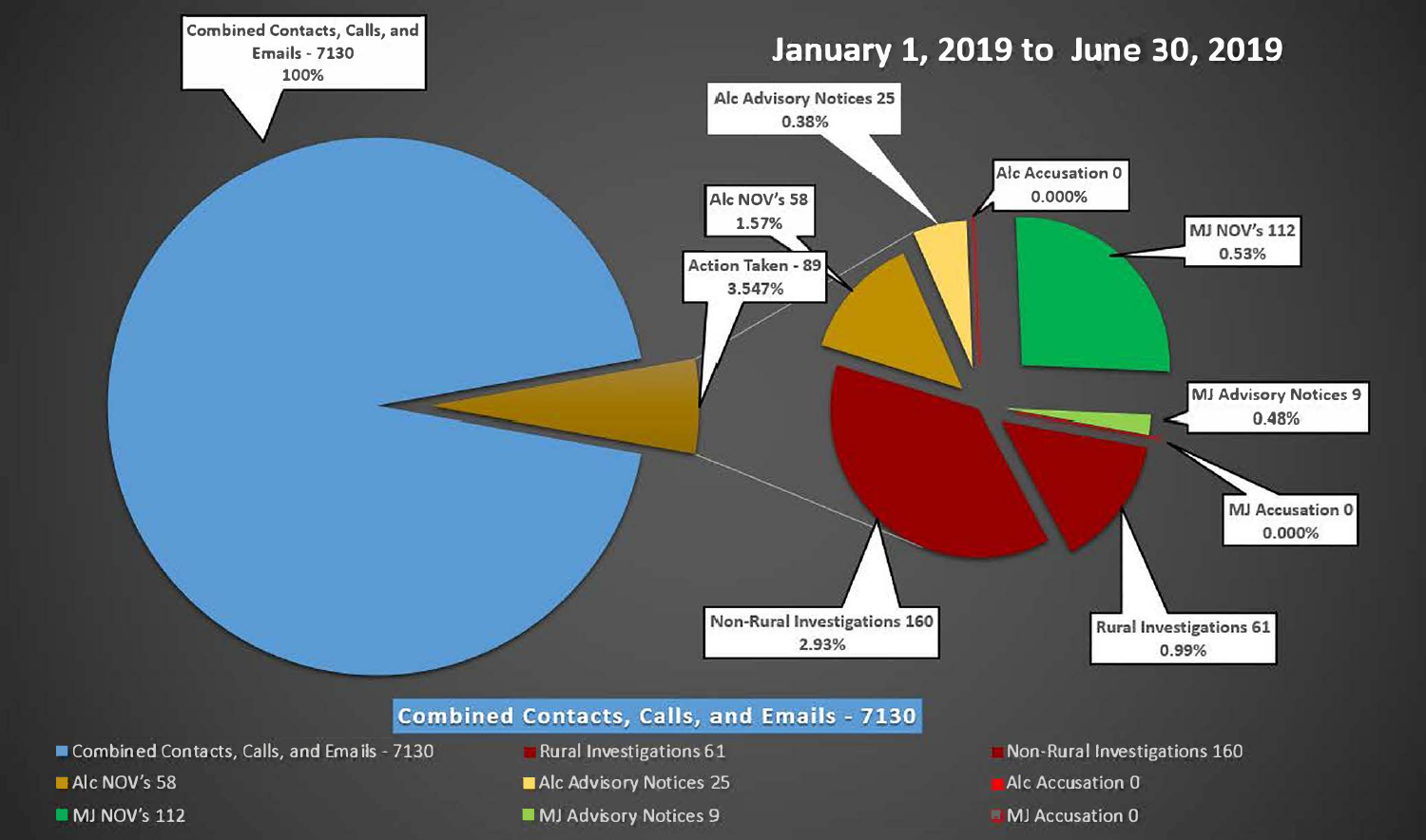# January 1, 2019 to June 30, 2019

Combined Contacts, Calls, and Emails - 7130
100%

Alc Advisory Notices 25
0.38%

Alc Accusation 0
0.000%

Alc NOV's 58
1.57%

MJ NOV's 112
0.53%

Action Taken - 89
3.547%

MJ Advisory Notices 9
0.48%

MJ Accusation 0
0.000%

Non-Rural Investigations 160
2.93%

Rural Investigations 61
0.99%

Combined Contacts, Calls, and Emails - 7130

- Combined Contacts, Calls, and Emails - 7130
- Rural Investigations 61
- Non-Rural Investigations 160
- Alc NOV's 58
- Alc Advisory Notices 25
- Alc Accusation 0
- MJ NOV's 112
- MJ Advisory Notices 9
- MJ Accusation 0